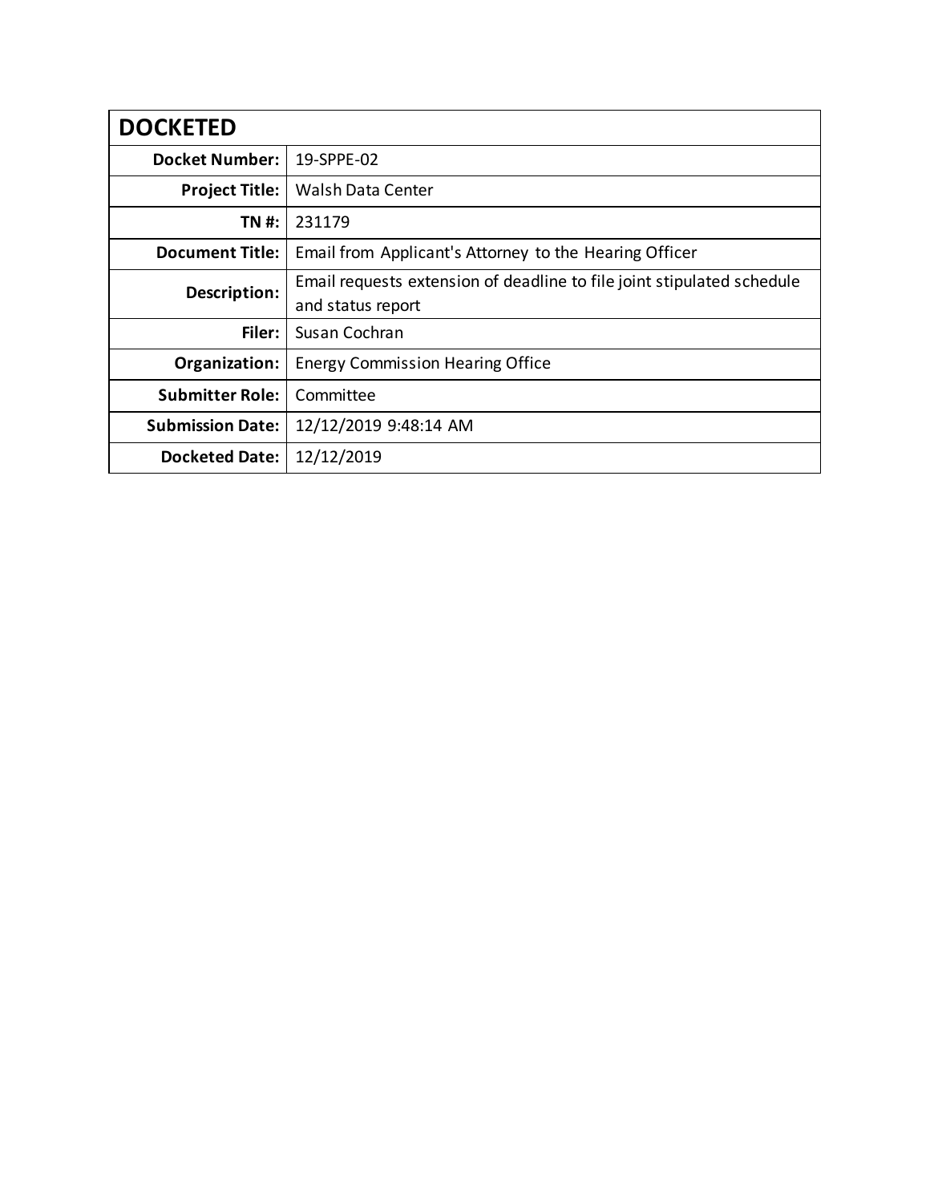| DOCKETED | |
|---|---|
| **Docket Number:** | 19-SPPE-02 |
| **Project Title:** | Walsh Data Center |
| **TN #:** | 231179 |
| **Document Title:** | Email from Applicant's Attorney to the Hearing Officer |
| **Description:** | Email requests extension of deadline to file joint stipulated schedule and status report |
| **Filer:** | Susan Cochran |
| **Organization:** | Energy Commission Hearing Office |
| **Submitter Role:** | Committee |
| **Submission Date:** | 12/12/2019 9:48:14 AM |
| **Docketed Date:** | 12/12/2019 |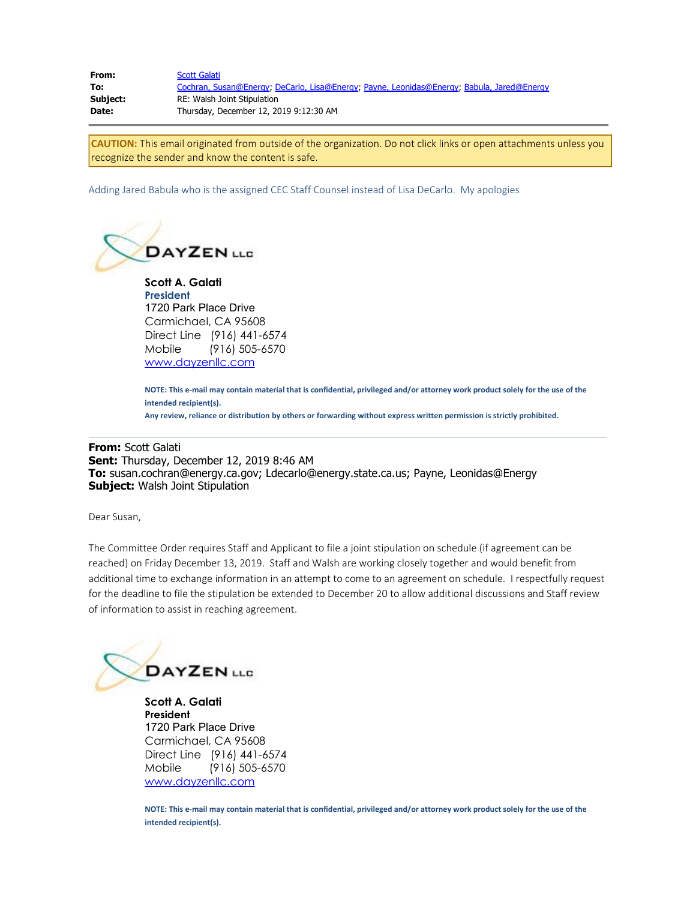**From:** Scott Galati
**To:** Cochran, Susan@Energy; DeCarlo, Lisa@Energy; Payne, Leonidas@Energy; Babula, Jared@Energy
**Subject:** RE: Walsh Joint Stipulation
**Date:** Thursday, December 12, 2019 9:12:30 AM

---

**CAUTION:** This email originated from outside of the organization. Do not click links or open attachments unless you recognize the sender and know the content is safe.

Adding Jared Babula who is the assigned CEC Staff Counsel instead of Lisa DeCarlo. My apologies

DAYZEN LLC

**Scott A. Galati**
**President**
1720 Park Place Drive
Carmichael, CA 95608
Direct Line (916) 441-6574
Mobile (916) 505-6570
www.dayzenllc.com

**NOTE: This e-mail may contain material that is confidential, privileged and/or attorney work product solely for the use of the intended recipient(s).**
**Any review, reliance or distribution by others or forwarding without express written permission is strictly prohibited.**

---

**From:** Scott Galati
**Sent:** Thursday, December 12, 2019 8:46 AM
**To:** susan.cochran@energy.ca.gov; Ldecarlo@energy.state.ca.us; Payne, Leonidas@Energy
**Subject:** Walsh Joint Stipulation

Dear Susan,

The Committee Order requires Staff and Applicant to file a joint stipulation on schedule (if agreement can be reached) on Friday December 13, 2019. Staff and Walsh are working closely together and would benefit from additional time to exchange information in an attempt to come to an agreement on schedule. I respectfully request for the deadline to file the stipulation be extended to December 20 to allow additional discussions and Staff review of information to assist in reaching agreement.

DAYZEN LLC

**Scott A. Galati**
**President**
1720 Park Place Drive
Carmichael, CA 95608
Direct Line (916) 441-6574
Mobile (916) 505-6570
www.dayzenllc.com

**NOTE: This e-mail may contain material that is confidential, privileged and/or attorney work product solely for the use of the intended recipient(s).**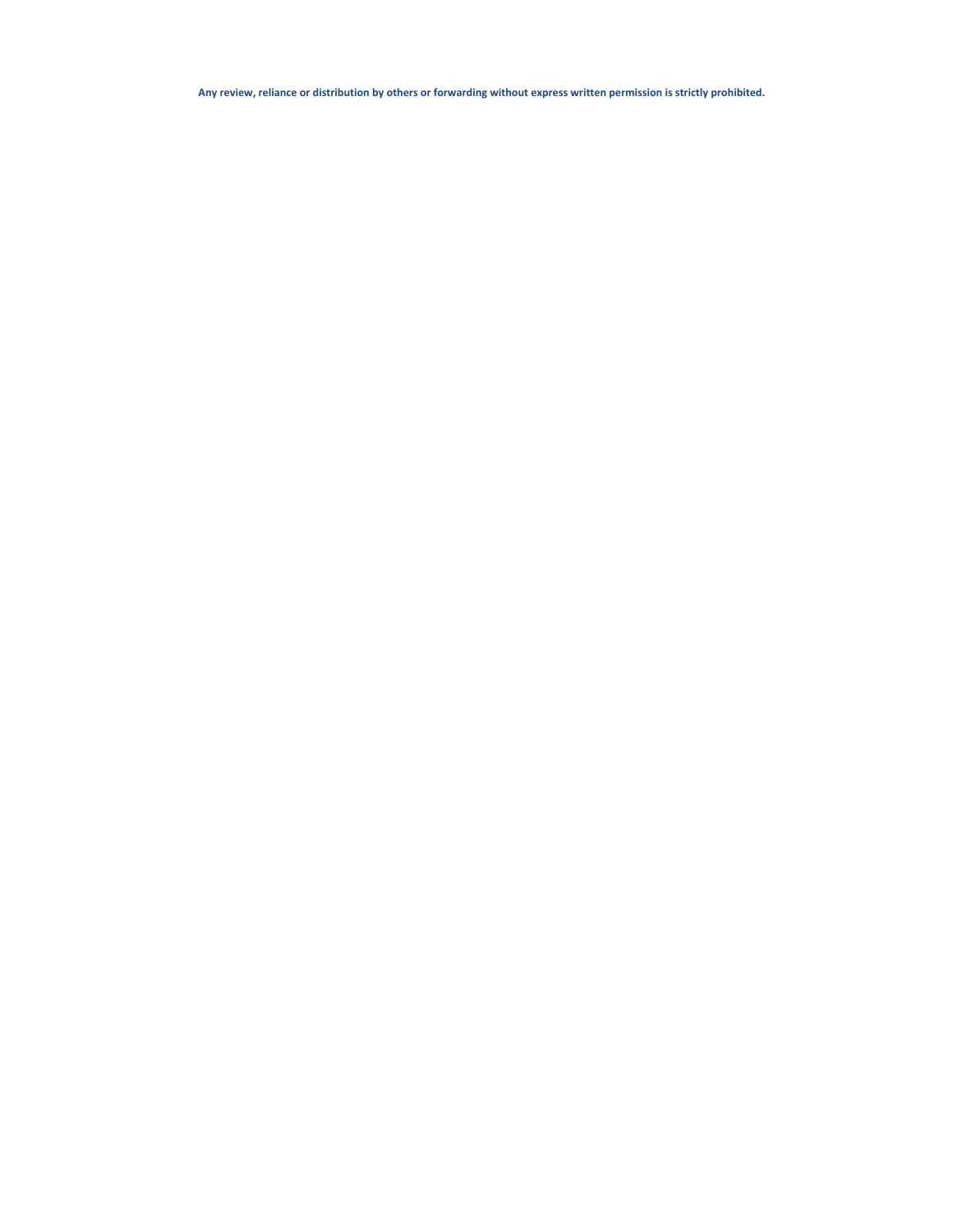**Any review, reliance or distribution by others or forwarding without express written permission is strictly prohibited.**